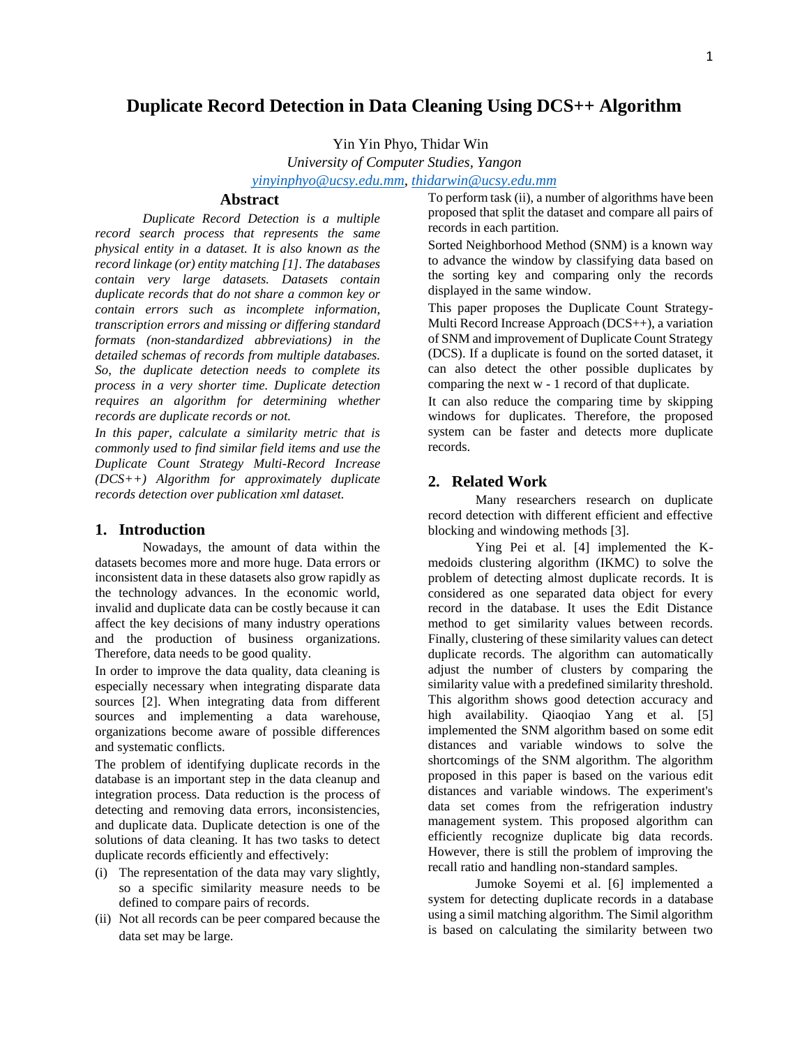# Duplicate Record Detection in Data Cleaning Using DCS++ Algorithm

Yin Yin Phyo, Thidar Win

*University of Computer Studies, Yangon*

*yinyinphyo@ucsy.edu.mm, thidarwin@ucsy.edu.mm*

## Abstract

*Duplicate Record Detection is a multiple record search process that represents the same physical entity in a dataset. It is also known as the record linkage (or) entity matching [1]. The databases contain very large datasets. Datasets contain duplicate records that do not share a common key or contain errors such as incomplete information, transcription errors and missing or differing standard formats (non-standardized abbreviations) in the detailed schemas of records from multiple databases. So, the duplicate detection needs to complete its process in a very shorter time. Duplicate detection requires an algorithm for determining whether records are duplicate records or not.*

*In this paper, calculate a similarity metric that is commonly used to find similar field items and use the Duplicate Count Strategy Multi-Record Increase (DCS++) Algorithm for approximately duplicate records detection over publication xml dataset.*

## 1. Introduction

Nowadays, the amount of data within the datasets becomes more and more huge. Data errors or inconsistent data in these datasets also grow rapidly as the technology advances. In the economic world, invalid and duplicate data can be costly because it can affect the key decisions of many industry operations and the production of business organizations. Therefore, data needs to be good quality.

In order to improve the data quality, data cleaning is especially necessary when integrating disparate data sources [2]. When integrating data from different sources and implementing a data warehouse, organizations become aware of possible differences and systematic conflicts.

The problem of identifying duplicate records in the database is an important step in the data cleanup and integration process. Data reduction is the process of detecting and removing data errors, inconsistencies, and duplicate data. Duplicate detection is one of the solutions of data cleaning. It has two tasks to detect duplicate records efficiently and effectively:

(i) The representation of the data may vary slightly, so a specific similarity measure needs to be defined to compare pairs of records.

(ii) Not all records can be peer compared because the data set may be large.

To perform task (ii), a number of algorithms have been proposed that split the dataset and compare all pairs of records in each partition.

Sorted Neighborhood Method (SNM) is a known way to advance the window by classifying data based on the sorting key and comparing only the records displayed in the same window.

This paper proposes the Duplicate Count Strategy-Multi Record Increase Approach (DCS++), a variation of SNM and improvement of Duplicate Count Strategy (DCS). If a duplicate is found on the sorted dataset, it can also detect the other possible duplicates by comparing the next w - 1 record of that duplicate.

It can also reduce the comparing time by skipping windows for duplicates. Therefore, the proposed system can be faster and detects more duplicate records.

## 2. Related Work

Many researchers research on duplicate record detection with different efficient and effective blocking and windowing methods [3].

Ying Pei et al. [4] implemented the K-medoids clustering algorithm (IKMC) to solve the problem of detecting almost duplicate records. It is considered as one separated data object for every record in the database. It uses the Edit Distance method to get similarity values between records. Finally, clustering of these similarity values can detect duplicate records. The algorithm can automatically adjust the number of clusters by comparing the similarity value with a predefined similarity threshold. This algorithm shows good detection accuracy and high availability. Qiaoqiao Yang et al. [5] implemented the SNM algorithm based on some edit distances and variable windows to solve the shortcomings of the SNM algorithm. The algorithm proposed in this paper is based on the various edit distances and variable windows. The experiment's data set comes from the refrigeration industry management system. This proposed algorithm can efficiently recognize duplicate big data records. However, there is still the problem of improving the recall ratio and handling non-standard samples.

Jumoke Soyemi et al. [6] implemented a system for detecting duplicate records in a database using a simil matching algorithm. The Simil algorithm is based on calculating the similarity between two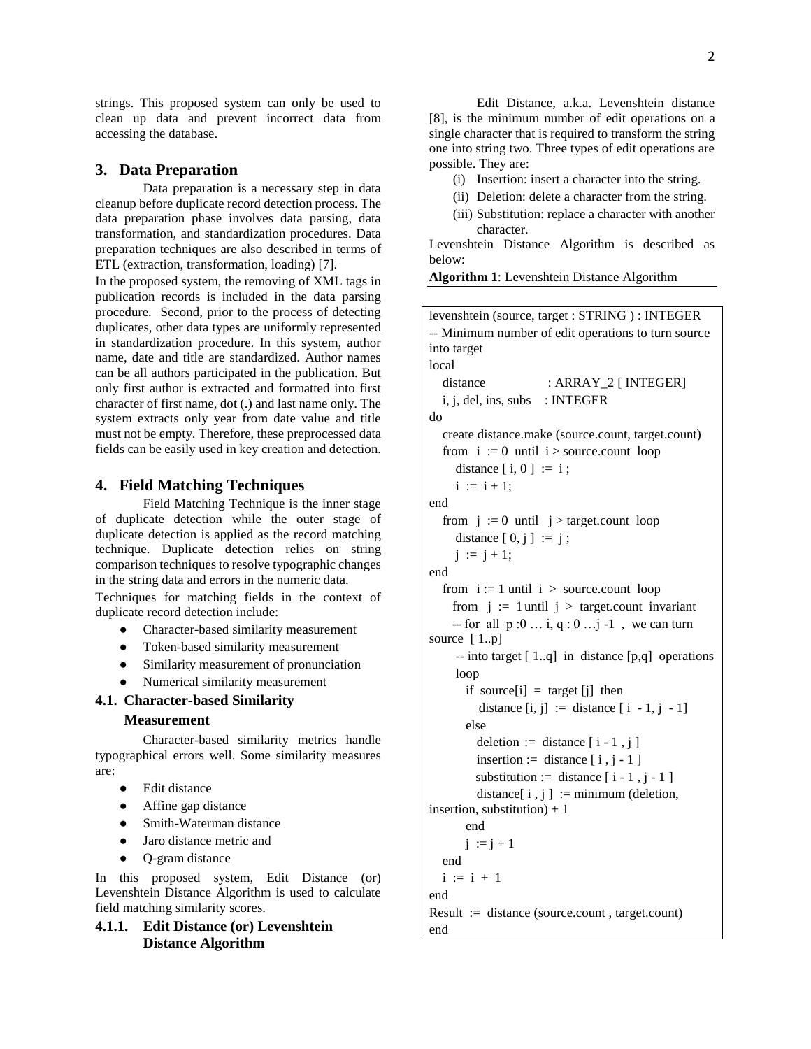strings. This proposed system can only be used to clean up data and prevent incorrect data from accessing the database.

## 3. Data Preparation

Data preparation is a necessary step in data cleanup before duplicate record detection process. The data preparation phase involves data parsing, data transformation, and standardization procedures. Data preparation techniques are also described in terms of ETL (extraction, transformation, loading) [7].

In the proposed system, the removing of XML tags in publication records is included in the data parsing procedure. Second, prior to the process of detecting duplicates, other data types are uniformly represented in standardization procedure. In this system, author name, date and title are standardized. Author names can be all authors participated in the publication. But only first author is extracted and formatted into first character of first name, dot (.) and last name only. The system extracts only year from date value and title must not be empty. Therefore, these preprocessed data fields can be easily used in key creation and detection.

## 4. Field Matching Techniques

Field Matching Technique is the inner stage of duplicate detection while the outer stage of duplicate detection is applied as the record matching technique. Duplicate detection relies on string comparison techniques to resolve typographic changes in the string data and errors in the numeric data.

Techniques for matching fields in the context of duplicate record detection include:

- Character-based similarity measurement
- Token-based similarity measurement
- Similarity measurement of pronunciation
- Numerical similarity measurement

### 4.1. Character-based Similarity Measurement

Character-based similarity metrics handle typographical errors well. Some similarity measures are:

- Edit distance
- Affine gap distance
- Smith-Waterman distance
- Jaro distance metric and
- Q-gram distance

In this proposed system, Edit Distance (or) Levenshtein Distance Algorithm is used to calculate field matching similarity scores.

#### 4.1.1. Edit Distance (or) Levenshtein Distance Algorithm

Edit Distance, a.k.a. Levenshtein distance [8], is the minimum number of edit operations on a single character that is required to transform the string one into string two. Three types of edit operations are possible. They are:

(i) Insertion: insert a character into the string.

(ii) Deletion: delete a character from the string.

(iii) Substitution: replace a character with another character.

Levenshtein Distance Algorithm is described as below:

**Algorithm 1**: Levenshtein Distance Algorithm

```
levenshtein (source, target : STRING ) : INTEGER
-- Minimum number of edit operations to turn source into target
local
   distance              : ARRAY_2 [ INTEGER]
   i, j, del, ins, subs  : INTEGER
do
   create distance.make (source.count, target.count)
   from  i := 0  until  i > source.count  loop
      distance [ i, 0 ]  :=  i ;
      i  :=  i + 1;
end
   from  j := 0  until   j > target.count  loop
      distance [ 0, j ]  :=  j ;
      j  :=  j + 1;
end
   from  i := 1 until  i  >  source.count  loop
     from  j  :=  1 until  j  >  target.count  invariant
     -- for  all  p :0 … i, q : 0 …j -1  ,  we can turn source  [ 1..p]
      -- into target [ 1..q]  in  distance [p,q]  operations
      loop
        if  source[i]  =  target [j]  then
           distance [i, j]  :=  distance [ i  - 1, j  - 1]
        else
           deletion  :=  distance [ i - 1 , j ]
           insertion :=  distance [ i , j - 1 ]
           substitution :=  distance [ i - 1 , j - 1 ]
           distance[ i , j ]  := minimum (deletion, insertion, substitution) + 1
        end
        j  := j + 1
   end
   i  :=  i  +  1
end
Result  :=  distance (source.count , target.count)
end
```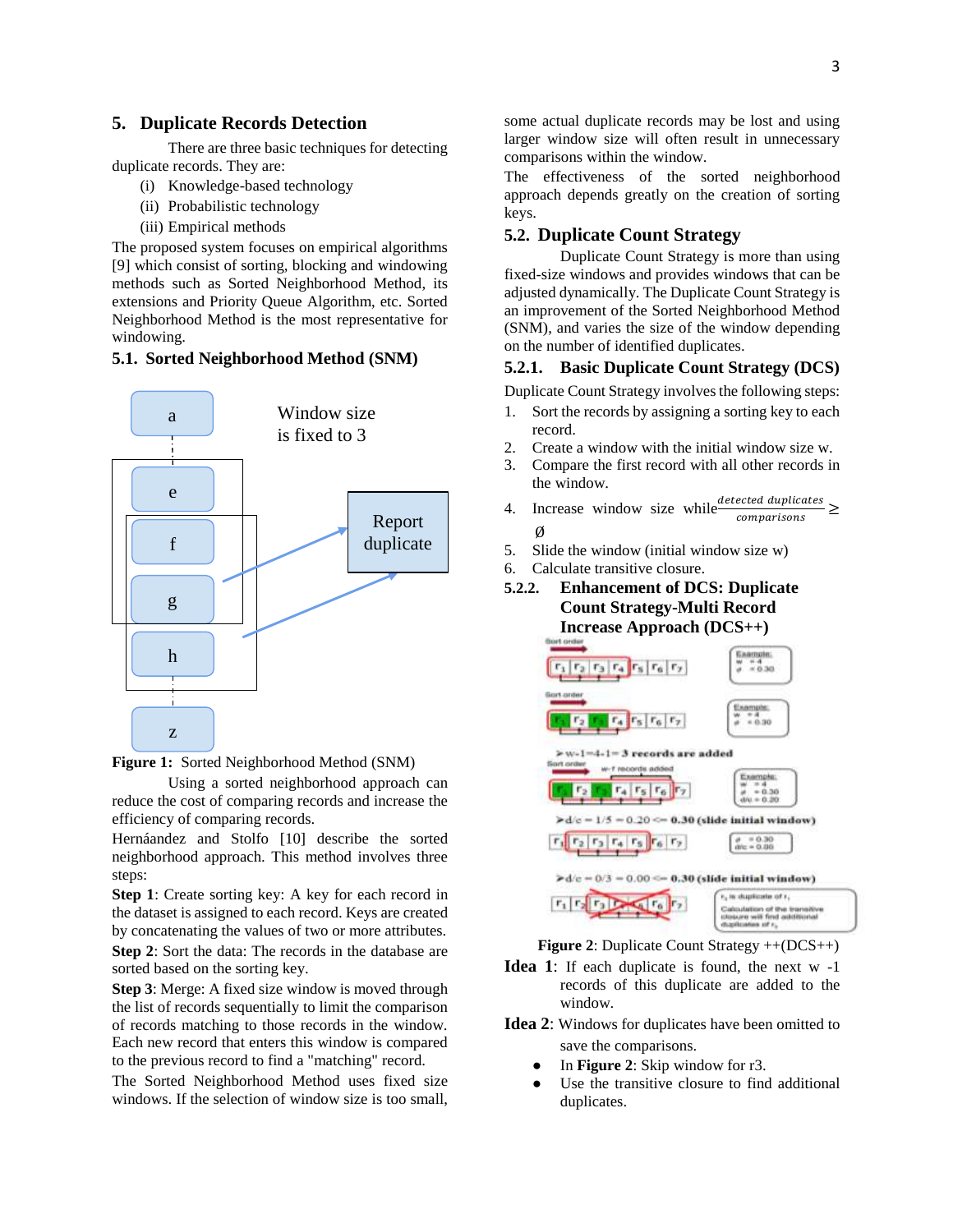## 5. Duplicate Records Detection

There are three basic techniques for detecting duplicate records. They are:

(i) Knowledge-based technology
(ii) Probabilistic technology
(iii) Empirical methods

The proposed system focuses on empirical algorithms [9] which consist of sorting, blocking and windowing methods such as Sorted Neighborhood Method, its extensions and Priority Queue Algorithm, etc. Sorted Neighborhood Method is the most representative for windowing.

### 5.1. Sorted Neighborhood Method (SNM)

**Figure 1:** Sorted Neighborhood Method (SNM)

Using a sorted neighborhood approach can reduce the cost of comparing records and increase the efficiency of comparing records.

Herńaandez and Stolfo [10] describe the sorted neighborhood approach. This method involves three steps:

**Step 1**: Create sorting key: A key for each record in the dataset is assigned to each record. Keys are created by concatenating the values of two or more attributes.

**Step 2**: Sort the data: The records in the database are sorted based on the sorting key.

**Step 3**: Merge: A fixed size window is moved through the list of records sequentially to limit the comparison of records matching to those records in the window. Each new record that enters this window is compared to the previous record to find a "matching" record.

The Sorted Neighborhood Method uses fixed size windows. If the selection of window size is too small, some actual duplicate records may be lost and using larger window size will often result in unnecessary comparisons within the window.

The effectiveness of the sorted neighborhood approach depends greatly on the creation of sorting keys.

### 5.2. Duplicate Count Strategy

Duplicate Count Strategy is more than using fixed-size windows and provides windows that can be adjusted dynamically. The Duplicate Count Strategy is an improvement of the Sorted Neighborhood Method (SNM), and varies the size of the window depending on the number of identified duplicates.

#### 5.2.1. Basic Duplicate Count Strategy (DCS)

Duplicate Count Strategy involves the following steps:

1. Sort the records by assigning a sorting key to each record.
2. Create a window with the initial window size w.
3. Compare the first record with all other records in the window.
4. Increase window size while $\frac{detected\ duplicates}{comparisons} \geq \emptyset$
5. Slide the window (initial window size w)
6. Calculate transitive closure.

#### 5.2.2. Enhancement of DCS: Duplicate Count Strategy-Multi Record Increase Approach (DCS++)

**Figure 2**: Duplicate Count Strategy ++(DCS++)

**Idea 1**: If each duplicate is found, the next w -1 records of this duplicate are added to the window.

**Idea 2**: Windows for duplicates have been omitted to save the comparisons.

- In **Figure 2**: Skip window for r3.
- Use the transitive closure to find additional duplicates.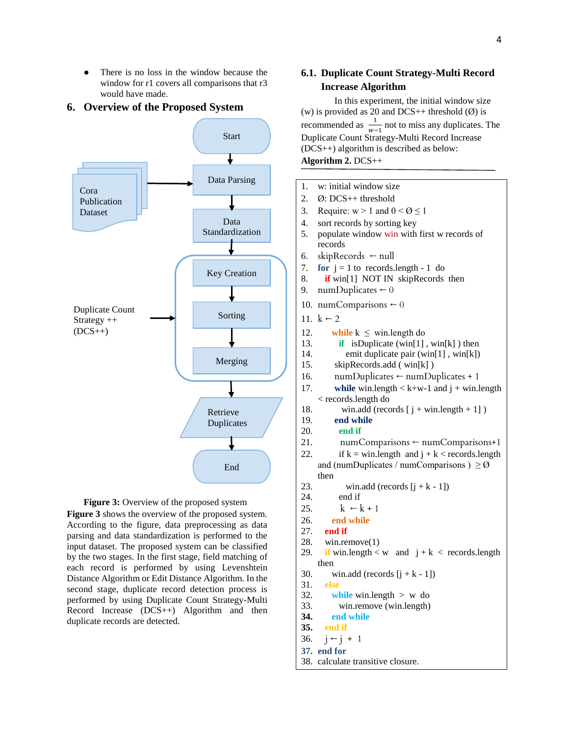- There is no loss in the window because the window for r1 covers all comparisons that r3 would have made.

## 6. Overview of the Proposed System

Start → Data Parsing → Data Standardization → [Key Creation → Sorting → Merging] → Retrieve Duplicates → End

Cora Publication Dataset → Data Parsing

Duplicate Count Strategy ++ (DCS++) → [Key Creation, Sorting, Merging]

**Figure 3:** Overview of the proposed system

**Figure 3** shows the overview of the proposed system. According to the figure, data preprocessing as data parsing and data standardization is performed to the input dataset. The proposed system can be classified by the two stages. In the first stage, field matching of each record is performed by using Levenshtein Distance Algorithm or Edit Distance Algorithm. In the second stage, duplicate record detection process is performed by using Duplicate Count Strategy-Multi Record Increase (DCS++) Algorithm and then duplicate records are detected.

### 6.1. Duplicate Count Strategy-Multi Record Increase Algorithm

In this experiment, the initial window size (w) is provided as 20 and DCS++ threshold (Ø) is recommended as $\frac{1}{w-1}$ not to miss any duplicates. The Duplicate Count Strategy-Multi Record Increase (DCS++) algorithm is described as below:

**Algorithm 2.** DCS++

```
1.  w: initial window size
2.  Ø: DCS++ threshold
3.  Require: w > 1 and 0 < Ø ≤ 1
4.  sort records by sorting key
5.  populate window win with first w records of
    records
6.  skipRecords ← null
7.  for j = 1 to records.length - 1 do
8.    if win[1] NOT IN skipRecords then
9.  numDuplicates ← 0
10. numComparisons ← 0
11. k ← 2
12.     while k ≤ win.length do
13.       if isDuplicate (win[1] , win[k] ) then
14.         emit duplicate pair (win[1] , win[k])
15.       skipRecords.add ( win[k] )
16.       numDuplicates ← numDuplicates + 1
17.       while win.length < k+w-1 and j + win.length
    < records.length do
18.         win.add (records [ j + win.length + 1] )
19.       end while
20.       end if
21.       numComparisons ← numComparisons+1
22.       if k = win.length and j + k < records.length
    and (numDuplicates / numComparisons ) ≥ Ø
    then
23.         win.add (records [j + k - 1])
24.       end if
25.       k ← k + 1
26.     end while
27.   end if
28.   win.remove(1)
29.   if win.length < w and j + k < records.length
    then
30.     win.add (records [j + k - 1])
31.   else
32.     while win.length > w do
33.       win.remove (win.length)
34.     end while
35.   end if
36.   j ← j + 1
37. end for
38. calculate transitive closure.
```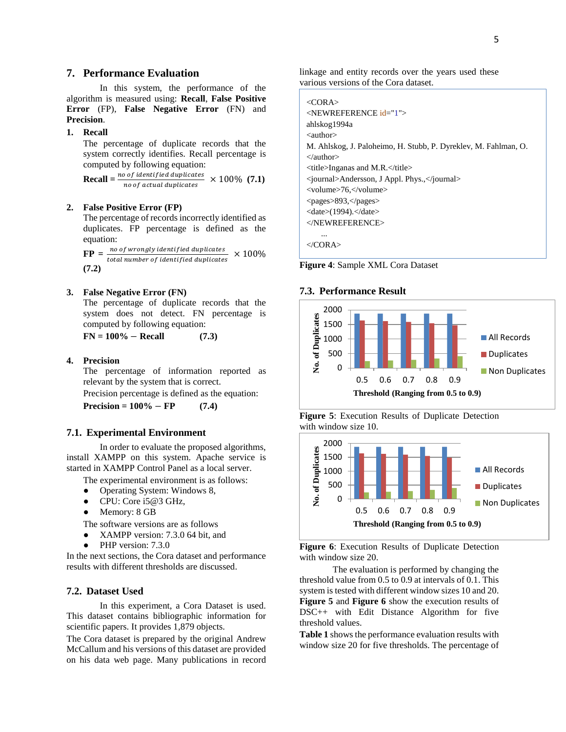## 7. Performance Evaluation

In this system, the performance of the algorithm is measured using: **Recall**, **False Positive Error** (FP), **False Negative Error** (FN) and **Precision**.

**1. Recall**

The percentage of duplicate records that the system correctly identifies. Recall percentage is computed by following equation:

$$\textbf{Recall} = \frac{no\ of\ identified\ duplicates}{no\ of\ actual\ duplicates} \times 100\% \quad \textbf{(7.1)}$$

**2. False Positive Error (FP)**

The percentage of records incorrectly identified as duplicates. FP percentage is defined as the equation:

$$\textbf{FP} = \frac{no\ of\ wrongly\ identified\ duplicates}{total\ number\ of\ identified\ duplicates} \times 100\% \quad \textbf{(7.2)}$$

**3. False Negative Error (FN)**

The percentage of duplicate records that the system does not detect. FN percentage is computed by following equation:

$$\textbf{FN} = 100\% - \textbf{Recall} \quad \textbf{(7.3)}$$

**4. Precision**

The percentage of information reported as relevant by the system that is correct.

Precision percentage is defined as the equation:

$$\textbf{Precision} = 100\% - \textbf{FP} \quad \textbf{(7.4)}$$

### 7.1. Experimental Environment

In order to evaluate the proposed algorithms, install XAMPP on this system. Apache service is started in XAMPP Control Panel as a local server.

The experimental environment is as follows:

- Operating System: Windows 8,
- CPU: Core i5@3 GHz,
- Memory: 8 GB

The software versions are as follows

- XAMPP version: 7.3.0 64 bit, and
- PHP version: 7.3.0

In the next sections, the Cora dataset and performance results with different thresholds are discussed.

### 7.2. Dataset Used

In this experiment, a Cora Dataset is used. This dataset contains bibliographic information for scientific papers. It provides 1,879 objects.

The Cora dataset is prepared by the original Andrew McCallum and his versions of this dataset are provided on his data web page. Many publications in record linkage and entity records over the years used these various versions of the Cora dataset.

```
<CORA>
<NEWREFERENCE id="1">
ahlskog1994a
<author>
M. Ahlskog, J. Paloheimo, H. Stubb, P. Dyreklev, M. Fahlman, O.
</author>
<title>Inganas and M.R.</title>
<journal>Andersson, J Appl. Phys.,</journal>
<volume>76,</volume>
<pages>893,</pages>
<date>(1994).</date>
</NEWREFERENCE>
    ...
</CORA>
```

**Figure 4**: Sample XML Cora Dataset

### 7.3. Performance Result

**Figure 5**: Execution Results of Duplicate Detection with window size 10.

**Figure 6**: Execution Results of Duplicate Detection with window size 20.

The evaluation is performed by changing the threshold value from 0.5 to 0.9 at intervals of 0.1. This system is tested with different window sizes 10 and 20. **Figure 5** and **Figure 6** show the execution results of DSC++ with Edit Distance Algorithm for five threshold values.

**Table 1** shows the performance evaluation results with window size 20 for five thresholds. The percentage of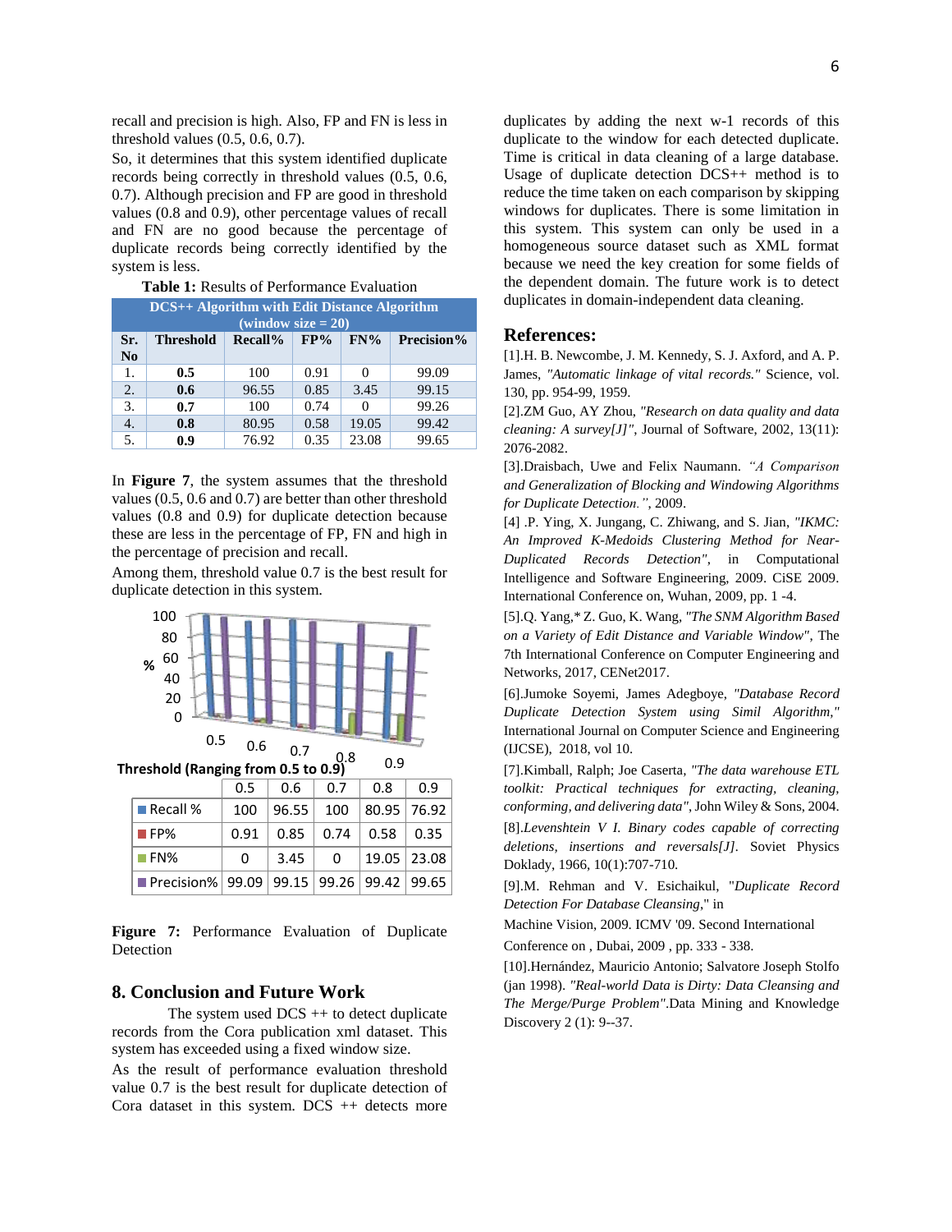recall and precision is high. Also, FP and FN is less in threshold values (0.5, 0.6, 0.7).

So, it determines that this system identified duplicate records being correctly in threshold values (0.5, 0.6, 0.7). Although precision and FP are good in threshold values (0.8 and 0.9), other percentage values of recall and FN are no good because the percentage of duplicate records being correctly identified by the system is less.

**Table 1:** Results of Performance Evaluation

| DCS++ Algorithm with Edit Distance Algorithm (window size = 20) | | | | | |
|---|---|---|---|---|---|
| **Sr. No** | **Threshold** | **Recall%** | **FP%** | **FN%** | **Precision%** |
| 1. | **0.5** | 100 | 0.91 | 0 | 99.09 |
| 2. | **0.6** | 96.55 | 0.85 | 3.45 | 99.15 |
| 3. | **0.7** | 100 | 0.74 | 0 | 99.26 |
| 4. | **0.8** | 80.95 | 0.58 | 19.05 | 99.42 |
| 5. | **0.9** | 76.92 | 0.35 | 23.08 | 99.65 |

In **Figure 7**, the system assumes that the threshold values (0.5, 0.6 and 0.7) are better than other threshold values (0.8 and 0.9) for duplicate detection because these are less in the percentage of FP, FN and high in the percentage of precision and recall.

Among them, threshold value 0.7 is the best result for duplicate detection in this system.

100
80
60
%
40
20
0
0.5
0.6
0.7
0.8
0.9
Threshold (Ranging from 0.5 to 0.9)

| | 0.5 | 0.6 | 0.7 | 0.8 | 0.9 |
|---|---|---|---|---|---|
| Recall % | 100 | 96.55 | 100 | 80.95 | 76.92 |
| FP% | 0.91 | 0.85 | 0.74 | 0.58 | 0.35 |
| FN% | 0 | 3.45 | 0 | 19.05 | 23.08 |
| Precision% | 99.09 | 99.15 | 99.26 | 99.42 | 99.65 |

**Figure 7:** Performance Evaluation of Duplicate Detection

## 8. Conclusion and Future Work

The system used DCS ++ to detect duplicate records from the Cora publication xml dataset. This system has exceeded using a fixed window size.

As the result of performance evaluation threshold value 0.7 is the best result for duplicate detection of Cora dataset in this system. DCS ++ detects more duplicates by adding the next w-1 records of this duplicate to the window for each detected duplicate. Time is critical in data cleaning of a large database. Usage of duplicate detection DCS++ method is to reduce the time taken on each comparison by skipping windows for duplicates. There is some limitation in this system. This system can only be used in a homogeneous source dataset such as XML format because we need the key creation for some fields of the dependent domain. The future work is to detect duplicates in domain-independent data cleaning.

## References:

[1].H. B. Newcombe, J. M. Kennedy, S. J. Axford, and A. P. James, *"Automatic linkage of vital records."* Science, vol. 130, pp. 954-99, 1959.

[2].ZM Guo, AY Zhou, *"Research on data quality and data cleaning: A survey[J]"*, Journal of Software, 2002, 13(11): 2076-2082.

[3].Draisbach, Uwe and Felix Naumann. *"A Comparison and Generalization of Blocking and Windowing Algorithms for Duplicate Detection."*, 2009.

[4] .P. Ying, X. Jungang, C. Zhiwang, and S. Jian, *"IKMC: An Improved K-Medoids Clustering Method for Near-Duplicated Records Detection"*, in Computational Intelligence and Software Engineering, 2009. CiSE 2009. International Conference on, Wuhan, 2009, pp. 1 -4.

[5].Q. Yang,* Z. Guo, K. Wang, *"The SNM Algorithm Based on a Variety of Edit Distance and Variable Window"*, The 7th International Conference on Computer Engineering and Networks, 2017, CENet2017.

[6].Jumoke Soyemi, James Adegboye, *"Database Record Duplicate Detection System using Simil Algorithm,"* International Journal on Computer Science and Engineering (IJCSE), 2018, vol 10.

[7].Kimball, Ralph; Joe Caserta, *"The data warehouse ETL toolkit: Practical techniques for extracting, cleaning, conforming, and delivering data"*, John Wiley & Sons, 2004.

[8].*Levenshtein V I. Binary codes capable of correcting deletions, insertions and reversals[J].* Soviet Physics Doklady, 1966, 10(1):707-710.

[9].M. Rehman and V. Esichaikul, "*Duplicate Record Detection For Database Cleansing*," in Machine Vision, 2009. ICMV '09. Second International Conference on , Dubai, 2009 , pp. 333 - 338.

[10].Hernández, Mauricio Antonio; Salvatore Joseph Stolfo (jan 1998). *"Real-world Data is Dirty: Data Cleansing and The Merge/Purge Problem"*.Data Mining and Knowledge Discovery 2 (1): 9--37.